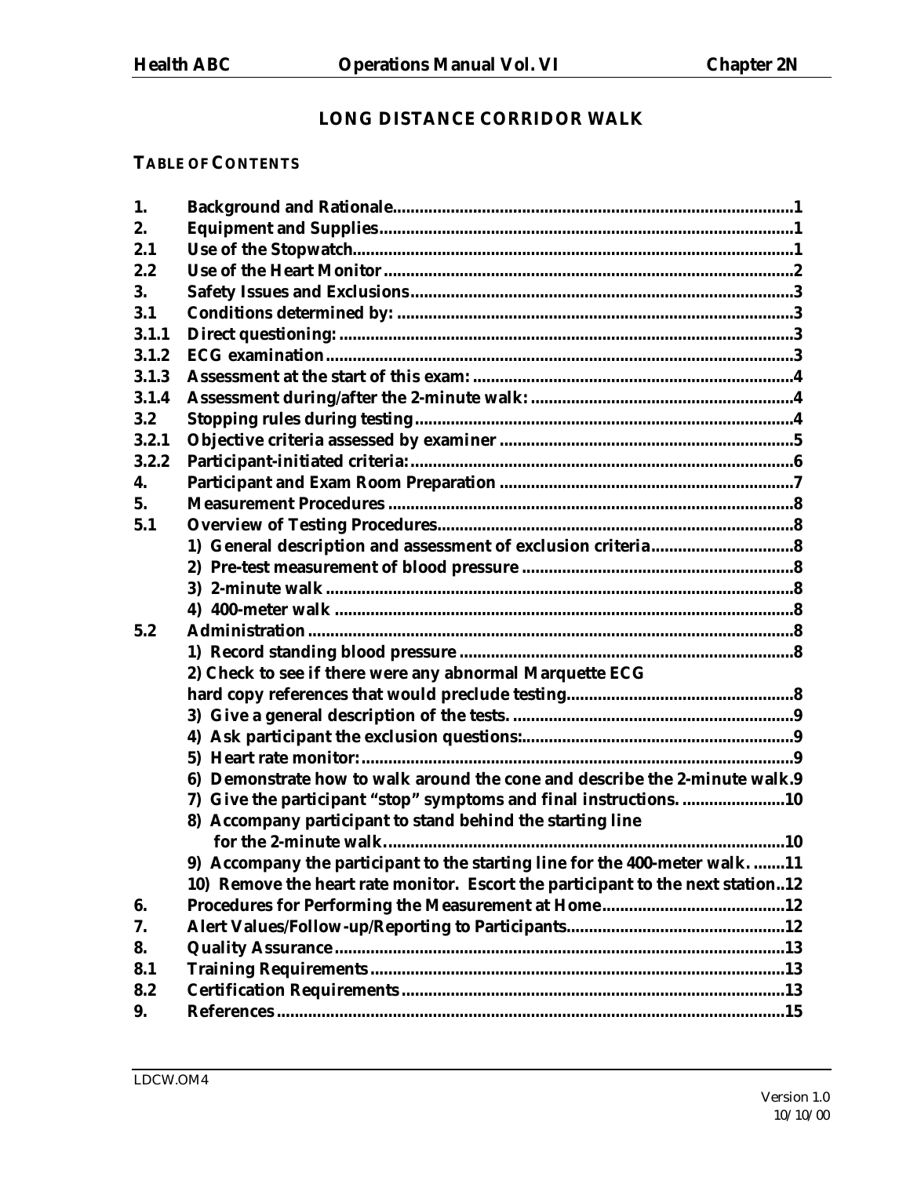# LONG DISTANCE CORRIDOR WALK

## TABLE OF CONTENTS

| | | |
|---|---|---|
| 1. | Background and Rationale | 1 |
| 2. | Equipment and Supplies | 1 |
| 2.1 | Use of the Stopwatch | 1 |
| 2.2 | Use of the Heart Monitor | 2 |
| 3. | Safety Issues and Exclusions | 3 |
| 3.1 | Conditions determined by: | 3 |
| 3.1.1 | Direct questioning: | 3 |
| 3.1.2 | ECG examination | 3 |
| 3.1.3 | Assessment at the start of this exam: | 4 |
| 3.1.4 | Assessment during/after the 2-minute walk: | 4 |
| 3.2 | Stopping rules during testing | 4 |
| 3.2.1 | Objective criteria assessed by examiner | 5 |
| 3.2.2 | Participant-initiated criteria: | 6 |
| 4. | Participant and Exam Room Preparation | 7 |
| 5. | Measurement Procedures | 8 |
| 5.1 | Overview of Testing Procedures | 8 |
| | 1) General description and assessment of exclusion criteria | 8 |
| | 2) Pre-test measurement of blood pressure | 8 |
| | 3) 2-minute walk | 8 |
| | 4) 400-meter walk | 8 |
| 5.2 | Administration | 8 |
| | 1) Record standing blood pressure | 8 |
| | 2) Check to see if there were any abnormal Marquette ECG hard copy references that would preclude testing | 8 |
| | 3) Give a general description of the tests. | 9 |
| | 4) Ask participant the exclusion questions: | 9 |
| | 5) Heart rate monitor: | 9 |
| | 6) Demonstrate how to walk around the cone and describe the 2-minute walk. | 9 |
| | 7) Give the participant "stop" symptoms and final instructions. | 10 |
| | 8) Accompany participant to stand behind the starting line for the 2-minute walk. | 10 |
| | 9) Accompany the participant to the starting line for the 400-meter walk. | 11 |
| | 10) Remove the heart rate monitor. Escort the participant to the next station | 12 |
| 6. | Procedures for Performing the Measurement at Home | 12 |
| 7. | Alert Values/Follow-up/Reporting to Participants | 12 |
| 8. | Quality Assurance | 13 |
| 8.1 | Training Requirements | 13 |
| 8.2 | Certification Requirements | 13 |
| 9. | References | 15 |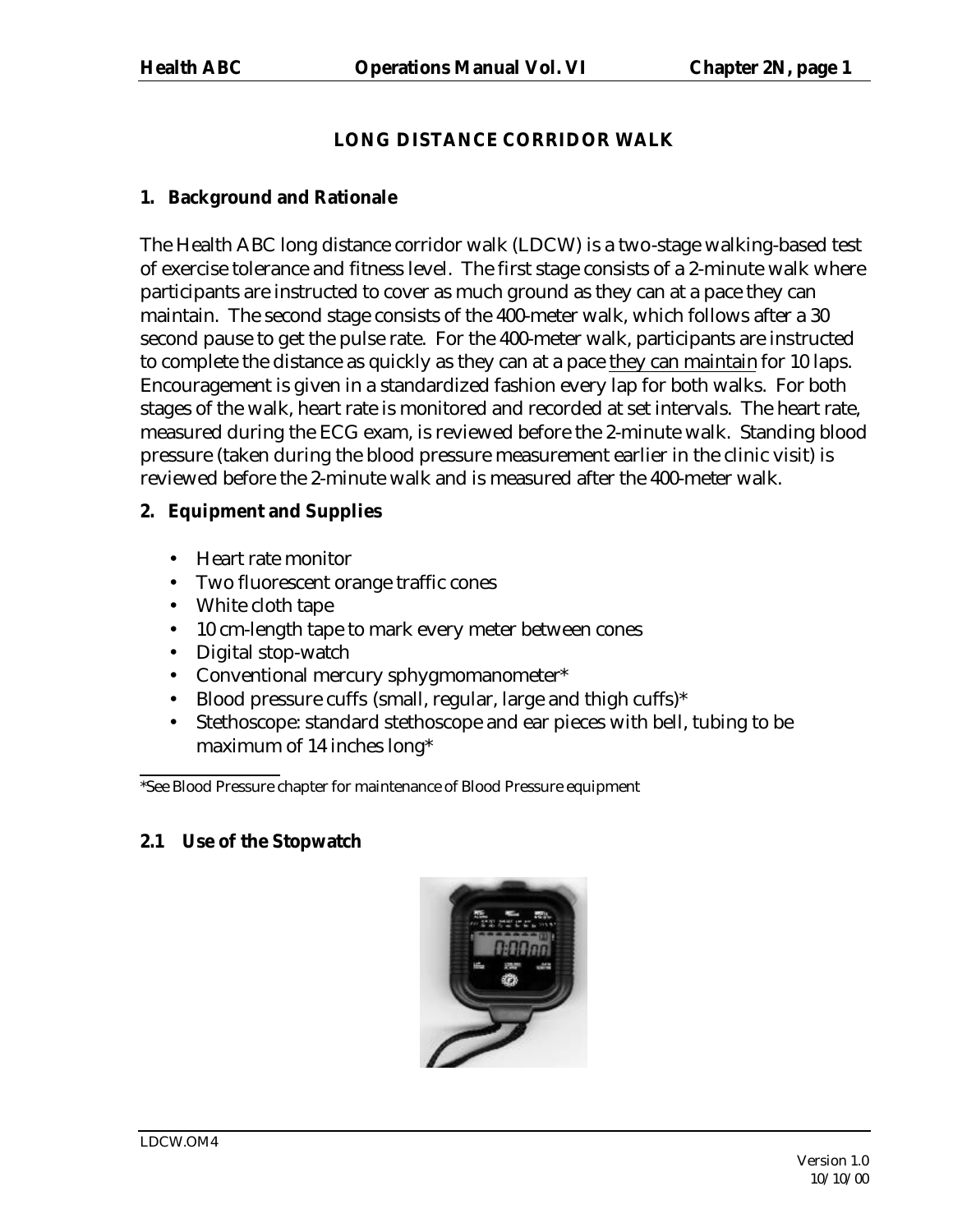# LONG DISTANCE CORRIDOR WALK

## 1. Background and Rationale

The Health ABC long distance corridor walk (LDCW) is a two-stage walking-based test of exercise tolerance and fitness level. The first stage consists of a 2-minute walk where participants are instructed to cover as much ground as they can at a pace they can maintain. The second stage consists of the 400-meter walk, which follows after a 30 second pause to get the pulse rate. For the 400-meter walk, participants are instructed to complete the distance as quickly as they can at a pace <u>they can maintain</u> for 10 laps. Encouragement is given in a standardized fashion every lap for both walks. For both stages of the walk, heart rate is monitored and recorded at set intervals. The heart rate, measured during the ECG exam, is reviewed before the 2-minute walk. Standing blood pressure (taken during the blood pressure measurement earlier in the clinic visit) is reviewed before the 2-minute walk and is measured after the 400-meter walk.

## 2. Equipment and Supplies

- Heart rate monitor
- Two fluorescent orange traffic cones
- White cloth tape
- 10 cm-length tape to mark every meter between cones
- Digital stop-watch
- Conventional mercury sphygmomanometer*
- Blood pressure cuffs (small, regular, large and thigh cuffs)*
- Stethoscope: standard stethoscope and ear pieces with bell, tubing to be maximum of 14 inches long*

*See Blood Pressure chapter for maintenance of Blood Pressure equipment

### 2.1 Use of the Stopwatch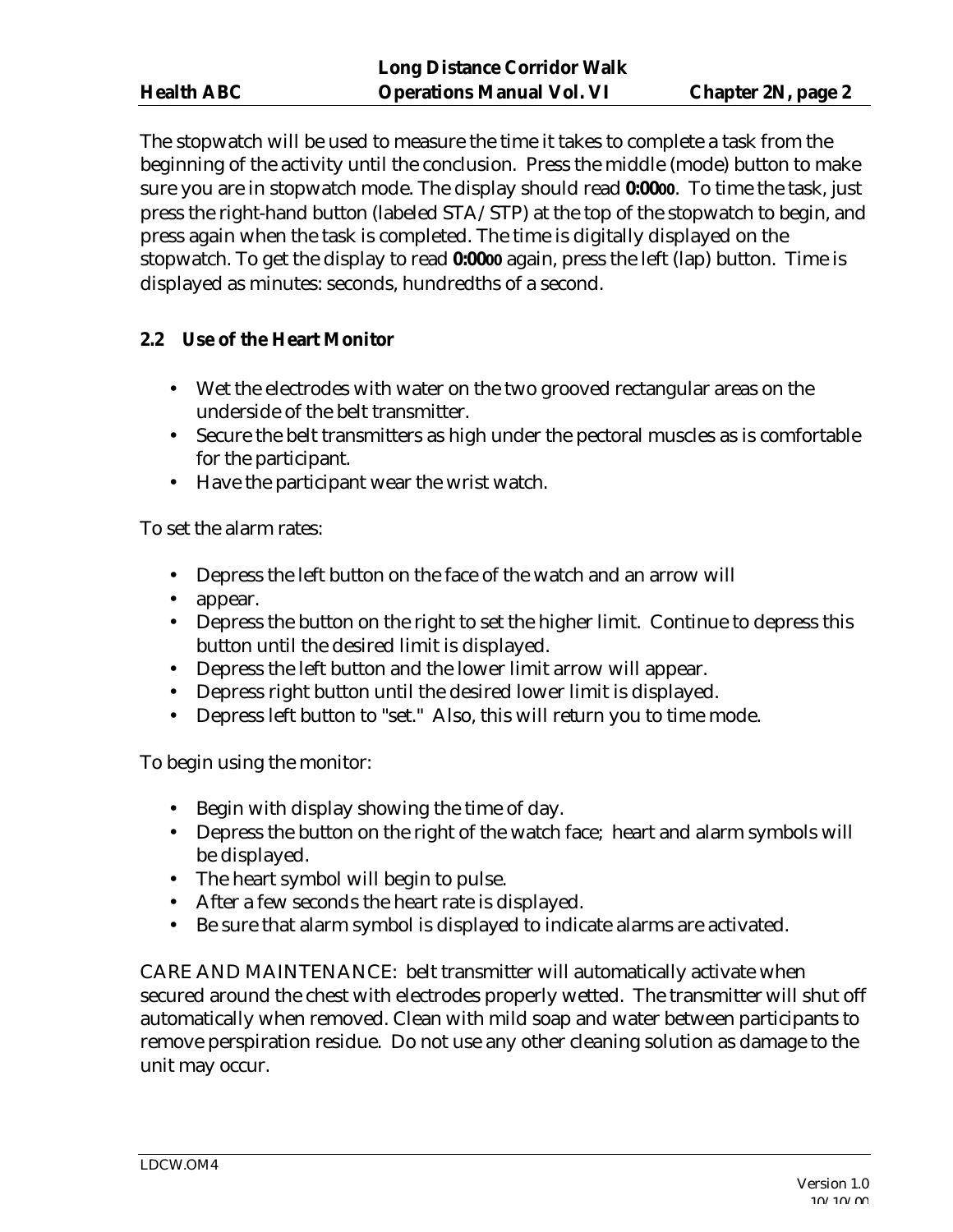The stopwatch will be used to measure the time it takes to complete a task from the beginning of the activity until the conclusion. Press the middle (mode) button to make sure you are in stopwatch mode. The display should read **0:0000**. To time the task, just press the right-hand button (labeled STA / STP) at the top of the stopwatch to begin, and press again when the task is completed. The time is digitally displayed on the stopwatch. To get the display to read **0:0000** again, press the left (lap) button. Time is displayed as minutes: seconds, hundredths of a second.

### 2.2 Use of the Heart Monitor

- Wet the electrodes with water on the two grooved rectangular areas on the underside of the belt transmitter.
- Secure the belt transmitters as high under the pectoral muscles as is comfortable for the participant.
- Have the participant wear the wrist watch.

To set the alarm rates:

- Depress the left button on the face of the watch and an arrow will
- appear.
- Depress the button on the right to set the higher limit. Continue to depress this button until the desired limit is displayed.
- Depress the left button and the lower limit arrow will appear.
- Depress right button until the desired lower limit is displayed.
- Depress left button to "set." Also, this will return you to time mode.

To begin using the monitor:

- Begin with display showing the time of day.
- Depress the button on the right of the watch face; heart and alarm symbols will be displayed.
- The heart symbol will begin to pulse.
- After a few seconds the heart rate is displayed.
- Be sure that alarm symbol is displayed to indicate alarms are activated.

CARE AND MAINTENANCE: belt transmitter will automatically activate when secured around the chest with electrodes properly wetted. The transmitter will shut off automatically when removed. Clean with mild soap and water between participants to remove perspiration residue. Do not use any other cleaning solution as damage to the unit may occur.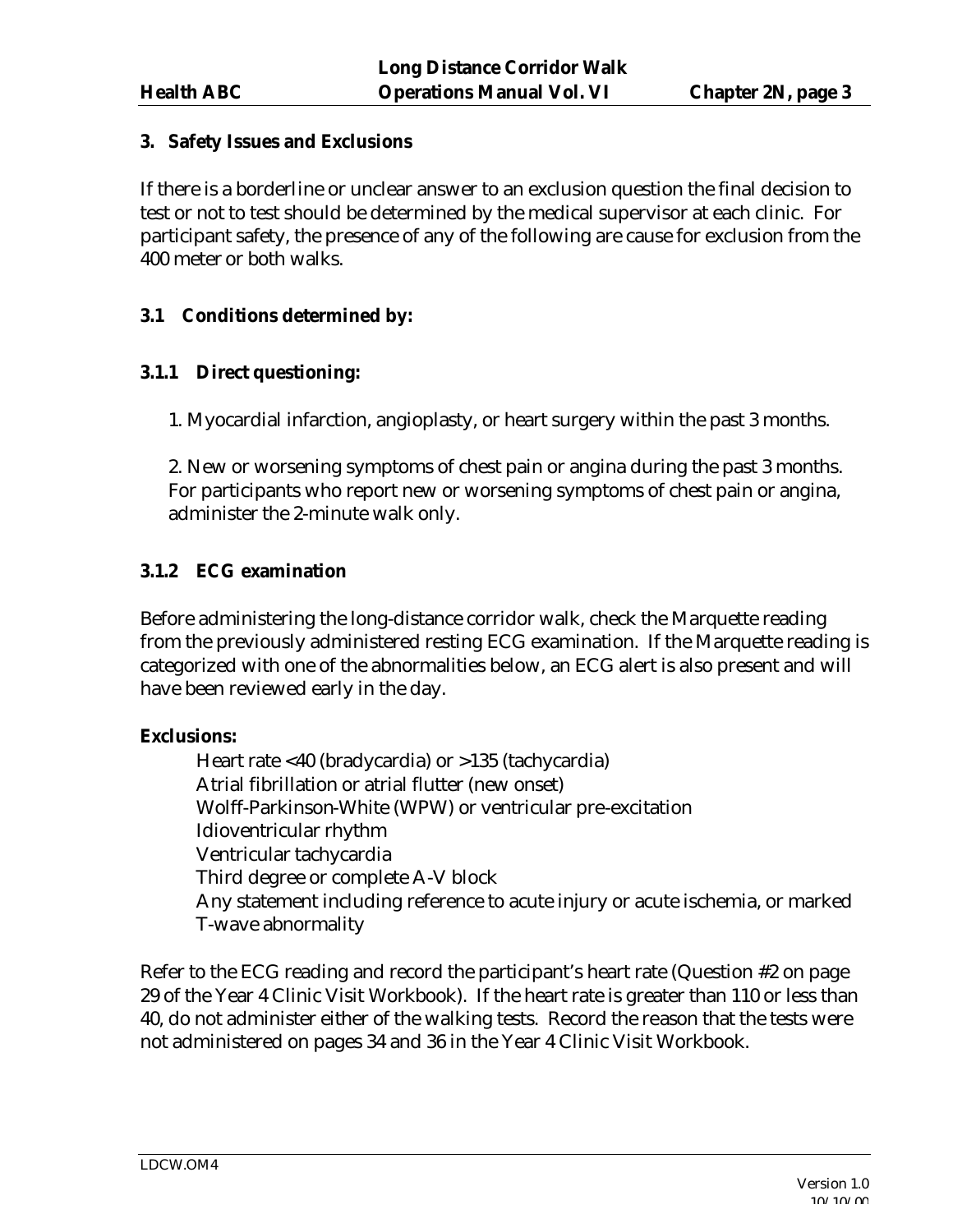## 3. Safety Issues and Exclusions

If there is a borderline or unclear answer to an exclusion question the final decision to test or not to test should be determined by the medical supervisor at each clinic. For participant safety, the presence of any of the following are cause for exclusion from the 400 meter or both walks.

### 3.1 Conditions determined by:

#### 3.1.1 Direct questioning:

1. Myocardial infarction, angioplasty, or heart surgery within the past 3 months.

2. New or worsening symptoms of chest pain or angina during the past 3 months. For participants who report new or worsening symptoms of chest pain or angina, administer the 2-minute walk only.

#### 3.1.2 ECG examination

Before administering the long-distance corridor walk, check the Marquette reading from the previously administered resting ECG examination. If the Marquette reading is categorized with one of the abnormalities below, an ECG alert is also present and will have been reviewed early in the day.

**Exclusions:**

Heart rate <40 (bradycardia) or >135 (tachycardia)
Atrial fibrillation or atrial flutter (new onset)
Wolff-Parkinson-White (WPW) or ventricular pre-excitation
Idioventricular rhythm
Ventricular tachycardia
Third degree or complete A-V block
Any statement including reference to acute injury or acute ischemia, or marked T-wave abnormality

Refer to the ECG reading and record the participant's heart rate (Question #2 on page 29 of the Year 4 Clinic Visit Workbook). If the heart rate is greater than 110 or less than 40, do not administer either of the walking tests. Record the reason that the tests were not administered on pages 34 and 36 in the Year 4 Clinic Visit Workbook.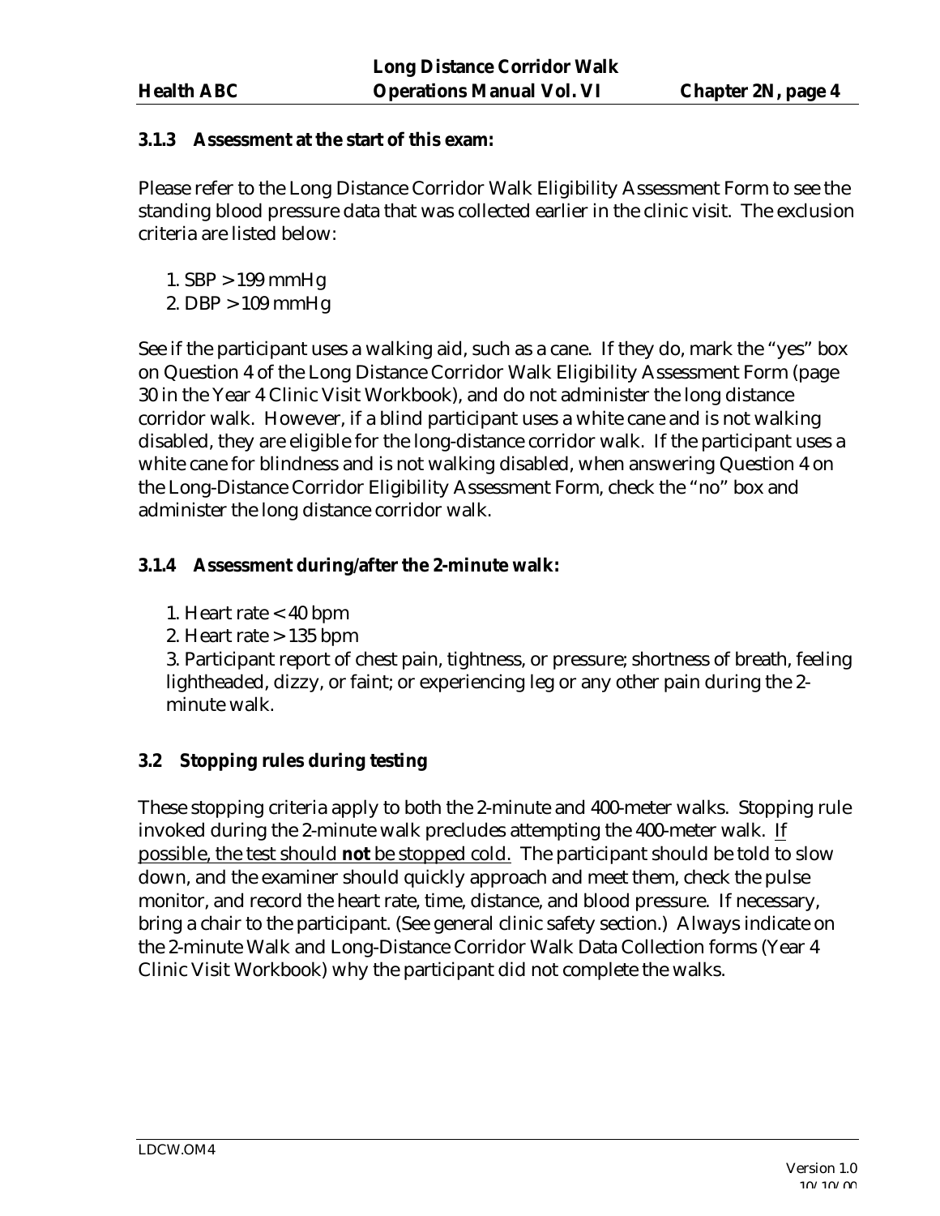### 3.1.3 Assessment at the start of this exam:

Please refer to the Long Distance Corridor Walk Eligibility Assessment Form to see the standing blood pressure data that was collected earlier in the clinic visit. The exclusion criteria are listed below:

1. SBP > 199 mmHg
2. DBP > 109 mmHg

See if the participant uses a walking aid, such as a cane. If they do, mark the "yes" box on Question 4 of the Long Distance Corridor Walk Eligibility Assessment Form (page 30 in the Year 4 Clinic Visit Workbook), and do not administer the long distance corridor walk. However, if a blind participant uses a white cane and is not walking disabled, they are eligible for the long-distance corridor walk. If the participant uses a white cane for blindness and is not walking disabled, when answering Question 4 on the Long-Distance Corridor Eligibility Assessment Form, check the "no" box and administer the long distance corridor walk.

### 3.1.4 Assessment during/after the 2-minute walk:

1. Heart rate < 40 bpm
2. Heart rate > 135 bpm
3. Participant report of chest pain, tightness, or pressure; shortness of breath, feeling lightheaded, dizzy, or faint; or experiencing leg or any other pain during the 2-minute walk.

## 3.2 Stopping rules during testing

These stopping criteria apply to both the 2-minute and 400-meter walks. Stopping rule invoked during the 2-minute walk precludes attempting the 400-meter walk. If possible, the test should **not** be stopped cold. The participant should be told to slow down, and the examiner should quickly approach and meet them, check the pulse monitor, and record the heart rate, time, distance, and blood pressure. If necessary, bring a chair to the participant. (See general clinic safety section.) Always indicate on the 2-minute Walk and Long-Distance Corridor Walk Data Collection forms (Year 4 Clinic Visit Workbook) why the participant did not complete the walks.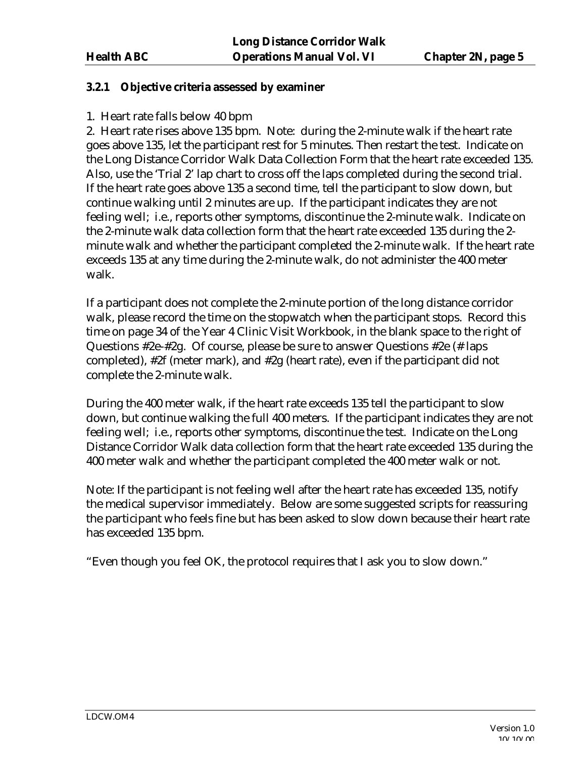### 3.2.1 Objective criteria assessed by examiner

1. Heart rate falls below 40 bpm
2. Heart rate rises above 135 bpm. Note: during the 2-minute walk if the heart rate goes above 135, let the participant rest for 5 minutes. Then restart the test. Indicate on the Long Distance Corridor Walk Data Collection Form that the heart rate exceeded 135. Also, use the 'Trial 2' lap chart to cross off the laps completed during the second trial. If the heart rate goes above 135 a second time, tell the participant to slow down, but continue walking until 2 minutes are up. If the participant indicates they are not feeling well; i.e., reports other symptoms, discontinue the 2-minute walk. Indicate on the 2-minute walk data collection form that the heart rate exceeded 135 during the 2-minute walk and whether the participant completed the 2-minute walk. If the heart rate exceeds 135 at any time during the 2-minute walk, do not administer the 400 meter walk.

If a participant does not complete the 2-minute portion of the long distance corridor walk, please record the time on the stopwatch when the participant stops. Record this time on page 34 of the Year 4 Clinic Visit Workbook, in the blank space to the right of Questions #2e-#2g. Of course, please be sure to answer Questions #2e (# laps completed), #2f (meter mark), and #2g (heart rate), even if the participant did not complete the 2-minute walk.

During the 400 meter walk, if the heart rate exceeds 135 tell the participant to slow down, but continue walking the full 400 meters. If the participant indicates they are not feeling well; i.e., reports other symptoms, discontinue the test. Indicate on the Long Distance Corridor Walk data collection form that the heart rate exceeded 135 during the 400 meter walk and whether the participant completed the 400 meter walk or not.

Note: If the participant is not feeling well after the heart rate has exceeded 135, notify the medical supervisor immediately. Below are some suggested scripts for reassuring the participant who feels fine but has been asked to slow down because their heart rate has exceeded 135 bpm.

"Even though you feel OK, the protocol requires that I ask you to slow down."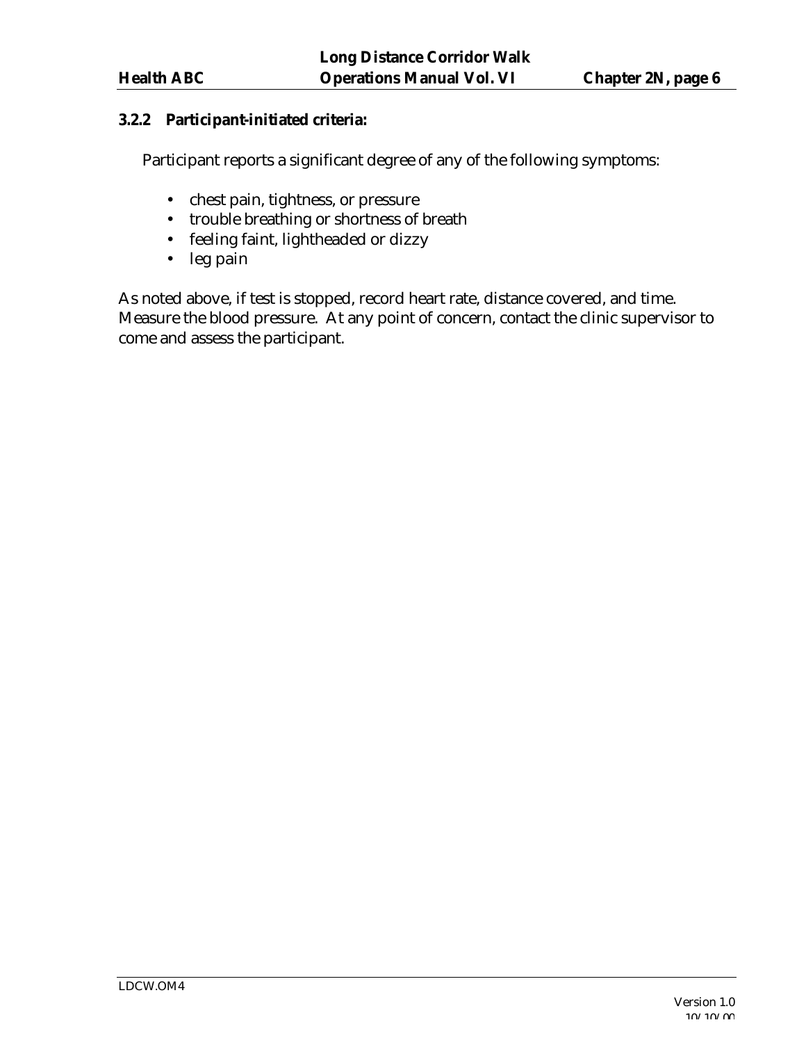### 3.2.2 Participant-initiated criteria:

Participant reports a significant degree of any of the following symptoms:

- chest pain, tightness, or pressure
- trouble breathing or shortness of breath
- feeling faint, lightheaded or dizzy
- leg pain

As noted above, if test is stopped, record heart rate, distance covered, and time. Measure the blood pressure. At any point of concern, contact the clinic supervisor to come and assess the participant.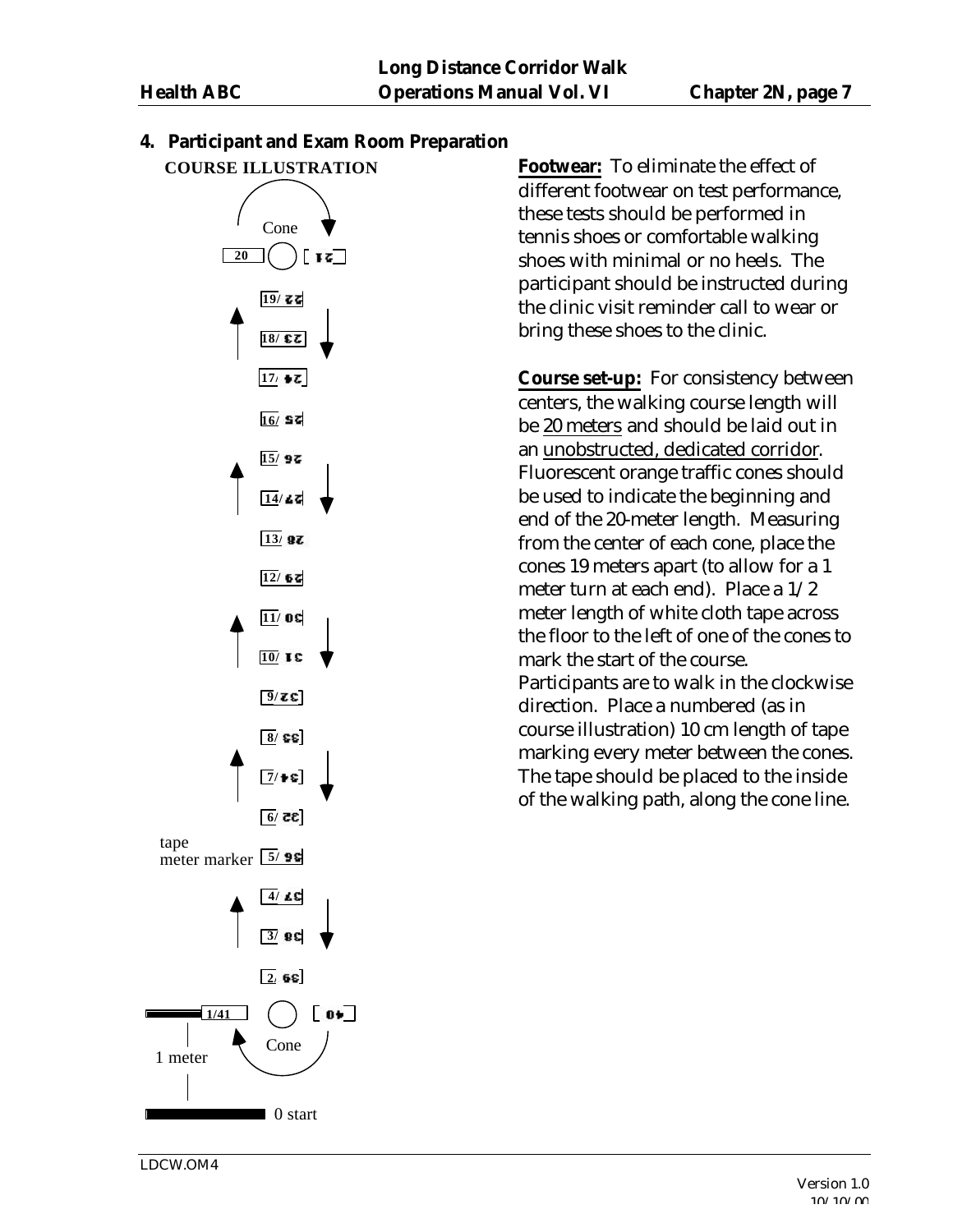## 4. Participant and Exam Room Preparation

**COURSE ILLUSTRATION**

Cone

20 | 21

19/22

18/23

17/24

16/25

15/26

14/27

13/28

12/29

11/30

10/31

9/32

8/33

7/34

6/35

tape meter marker 5/36

4/37

3/38

2/39

1/41 | 40

1 meter

Cone

0 start

**Footwear:** To eliminate the effect of different footwear on test performance, these tests should be performed in tennis shoes or comfortable walking shoes with minimal or no heels. The participant should be instructed during the clinic visit reminder call to wear or bring these shoes to the clinic.

**Course set-up:** For consistency between centers, the walking course length will be 20 meters and should be laid out in an unobstructed, dedicated corridor. Fluorescent orange traffic cones should be used to indicate the beginning and end of the 20-meter length. Measuring from the center of each cone, place the cones 19 meters apart (to allow for a 1 meter turn at each end). Place a 1/2 meter length of white cloth tape across the floor to the left of one of the cones to mark the start of the course. Participants are to walk in the clockwise direction. Place a numbered (as in course illustration) 10 cm length of tape marking every meter between the cones. The tape should be placed to the inside of the walking path, along the cone line.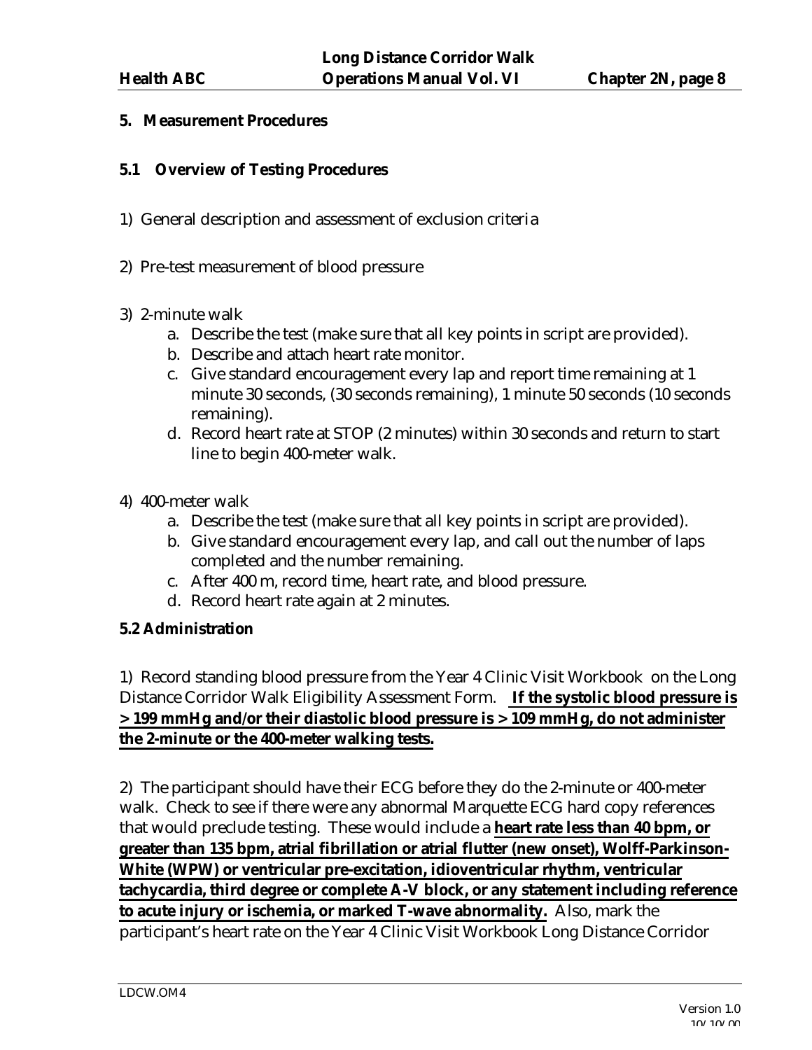## 5. Measurement Procedures

### 5.1 Overview of Testing Procedures

1) General description and assessment of exclusion criteria

2) Pre-test measurement of blood pressure

3) 2-minute walk
   a. Describe the test (make sure that all key points in script are provided).
   b. Describe and attach heart rate monitor.
   c. Give standard encouragement every lap and report time remaining at 1 minute 30 seconds, (30 seconds remaining), 1 minute 50 seconds (10 seconds remaining).
   d. Record heart rate at STOP (2 minutes) within 30 seconds and return to start line to begin 400-meter walk.

4) 400-meter walk
   a. Describe the test (make sure that all key points in script are provided).
   b. Give standard encouragement every lap, and call out the number of laps completed and the number remaining.
   c. After 400 m, record time, heart rate, and blood pressure.
   d. Record heart rate again at 2 minutes.

### 5.2 Administration

1) Record standing blood pressure from the Year 4 Clinic Visit Workbook on the Long Distance Corridor Walk Eligibility Assessment Form. **If the systolic blood pressure is > 199 mmHg and/or their diastolic blood pressure is > 109 mmHg, do not administer the 2-minute or the 400-meter walking tests.**

2) The participant should have their ECG before they do the 2-minute or 400-meter walk. Check to see if there were any abnormal Marquette ECG hard copy references that would preclude testing. These would include a **heart rate less than 40 bpm, or greater than 135 bpm, atrial fibrillation or atrial flutter (new onset), Wolff-Parkinson-White (WPW) or ventricular pre-excitation, idioventricular rhythm, ventricular tachycardia, third degree or complete A-V block, or any statement including reference to acute injury or ischemia, or marked T-wave abnormality.** Also, mark the participant's heart rate on the Year 4 Clinic Visit Workbook Long Distance Corridor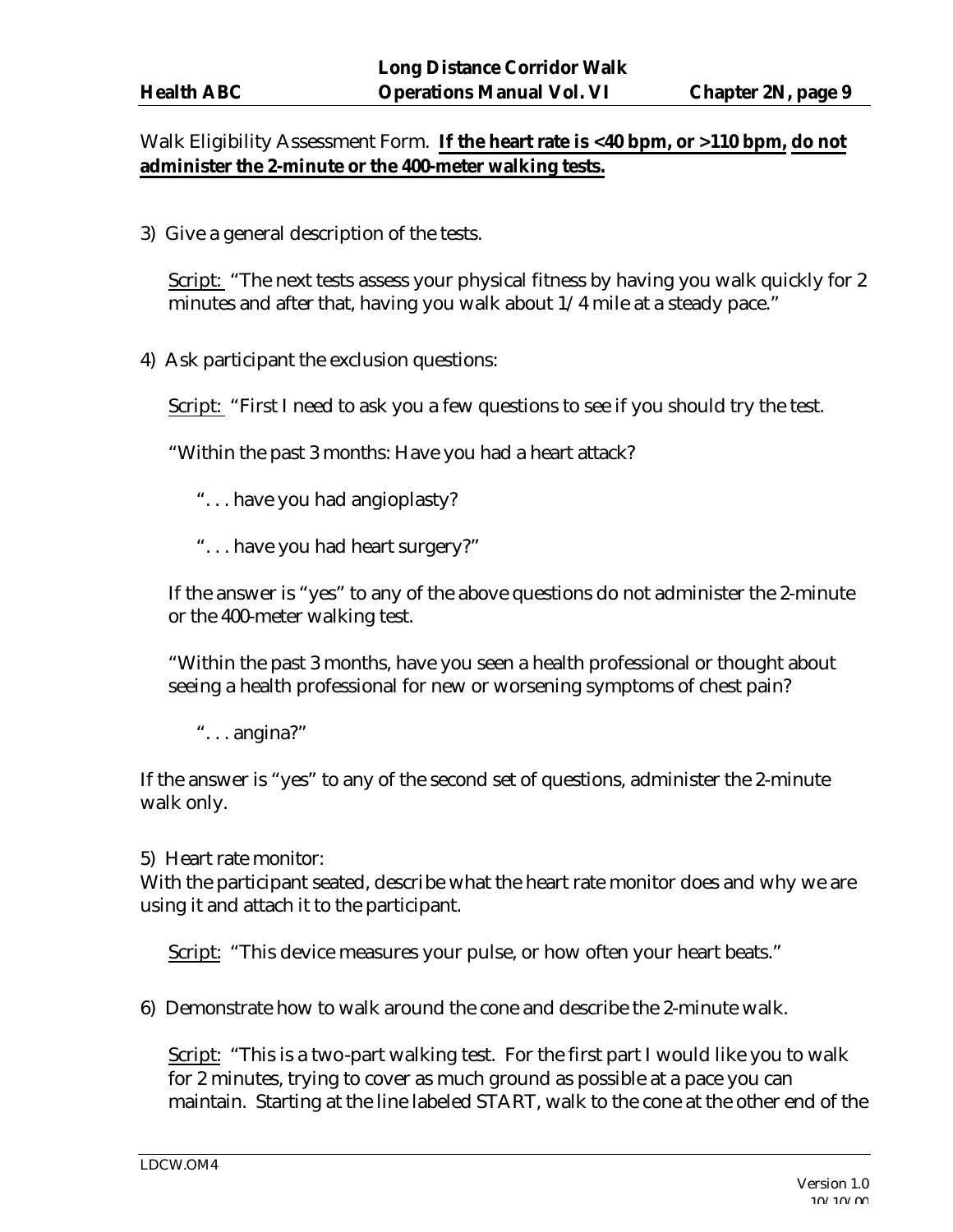Walk Eligibility Assessment Form. **<u>If the heart rate is <40 bpm, or >110 bpm, do not administer the 2-minute or the 400-meter walking tests.</u>**

3) Give a general description of the tests.

<u>Script:</u> "The next tests assess your physical fitness by having you walk quickly for 2 minutes and after that, having you walk about 1/4 mile at a steady pace."

4) Ask participant the exclusion questions:

<u>Script:</u> "First I need to ask you a few questions to see if you should try the test.

"Within the past 3 months: Have you had a heart attack?

"... have you had angioplasty?

"... have you had heart surgery?"

If the answer is "yes" to any of the above questions do not administer the 2-minute or the 400-meter walking test.

"Within the past 3 months, have you seen a health professional or thought about seeing a health professional for new or worsening symptoms of chest pain?

"... angina?"

If the answer is "yes" to any of the second set of questions, administer the 2-minute walk only.

5) Heart rate monitor:
With the participant seated, describe what the heart rate monitor does and why we are using it and attach it to the participant.

<u>Script:</u> "This device measures your pulse, or how often your heart beats."

6) Demonstrate how to walk around the cone and describe the 2-minute walk.

<u>Script:</u> "This is a two-part walking test. For the first part I would like you to walk for 2 minutes, trying to cover as much ground as possible at a pace you can maintain. Starting at the line labeled START, walk to the cone at the other end of the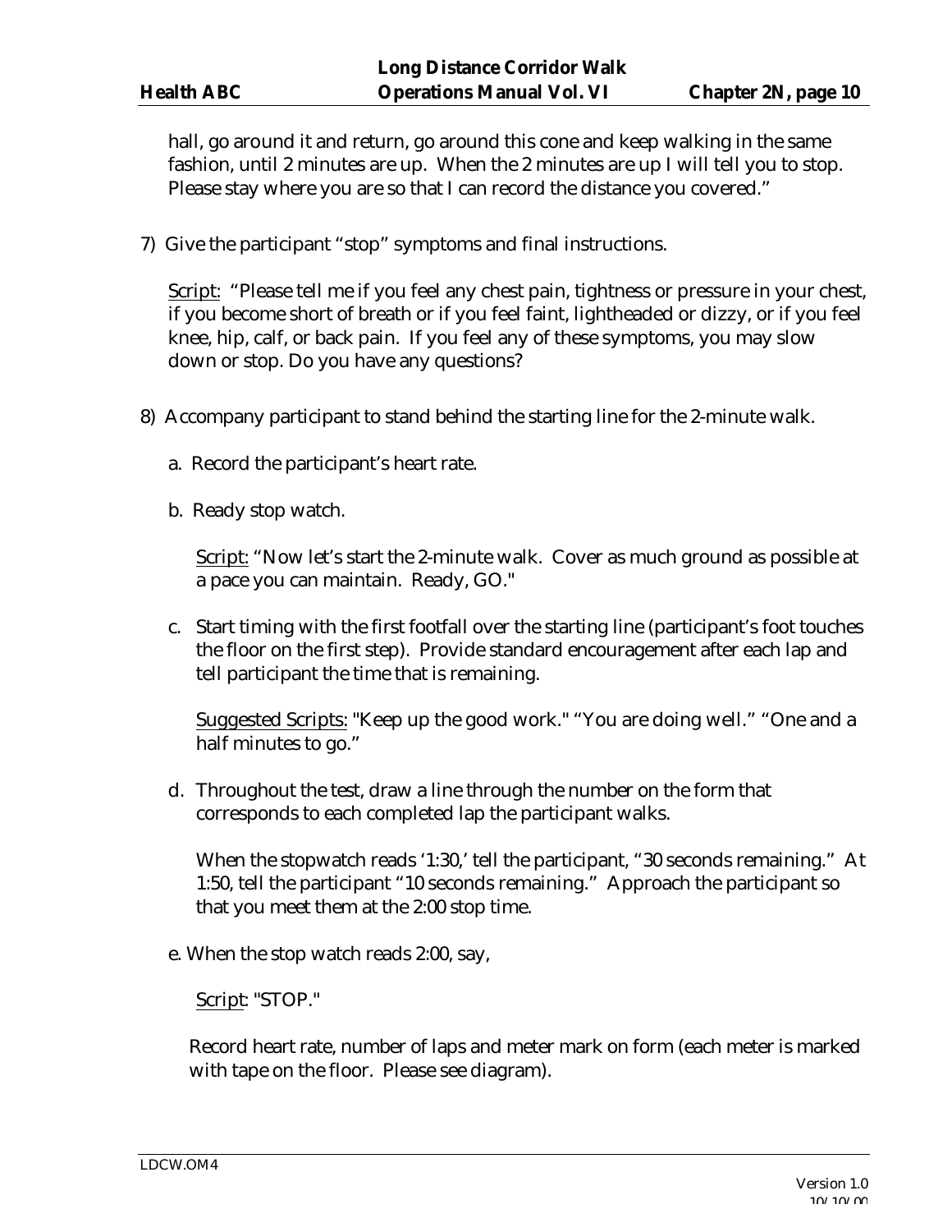hall, go around it and return, go around this cone and keep walking in the same fashion, until 2 minutes are up. When the 2 minutes are up I will tell you to stop. Please stay where you are so that I can record the distance you covered."

7) Give the participant "stop" symptoms and final instructions.

   Script: "Please tell me if you feel any chest pain, tightness or pressure in your chest, if you become short of breath or if you feel faint, lightheaded or dizzy, or if you feel knee, hip, calf, or back pain. If you feel any of these symptoms, you may slow down or stop. Do you have any questions?

8) Accompany participant to stand behind the starting line for the 2-minute walk.

   a. Record the participant's heart rate.

   b. Ready stop watch.

      Script: "Now let's start the 2-minute walk. Cover as much ground as possible at a pace you can maintain. Ready, GO."

   c. Start timing with the first footfall over the starting line (participant's foot touches the floor on the first step). Provide standard encouragement after each lap and tell participant the time that is remaining.

      Suggested Scripts: "Keep up the good work." "You are doing well." "One and a half minutes to go."

   d. Throughout the test, draw a line through the number on the form that corresponds to each completed lap the participant walks.

      When the stopwatch reads '1:30,' tell the participant, "30 seconds remaining." At 1:50, tell the participant "10 seconds remaining." Approach the participant so that you meet them at the 2:00 stop time.

   e. When the stop watch reads 2:00, say,

      Script: "STOP."

      Record heart rate, number of laps and meter mark on form (each meter is marked with tape on the floor. Please see diagram).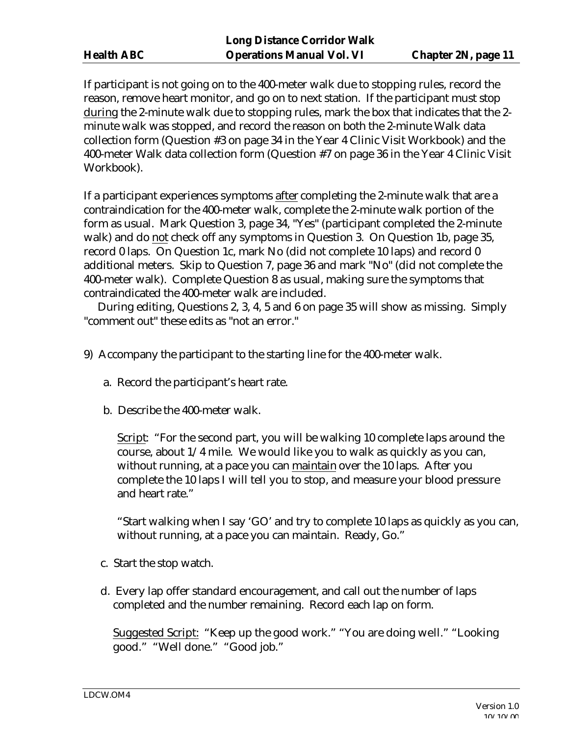If participant is not going on to the 400-meter walk due to stopping rules, record the reason, remove heart monitor, and go on to next station. If the participant must stop during the 2-minute walk due to stopping rules, mark the box that indicates that the 2-minute walk was stopped, and record the reason on both the 2-minute Walk data collection form (Question #3 on page 34 in the Year 4 Clinic Visit Workbook) and the 400-meter Walk data collection form (Question #7 on page 36 in the Year 4 Clinic Visit Workbook).

If a participant experiences symptoms after completing the 2-minute walk that are a contraindication for the 400-meter walk, complete the 2-minute walk portion of the form as usual. Mark Question 3, page 34, "Yes" (participant completed the 2-minute walk) and do not check off any symptoms in Question 3. On Question 1b, page 35, record 0 laps. On Question 1c, mark No (did not complete 10 laps) and record 0 additional meters. Skip to Question 7, page 36 and mark "No" (did not complete the 400-meter walk). Complete Question 8 as usual, making sure the symptoms that contraindicated the 400-meter walk are included.

During editing, Questions 2, 3, 4, 5 and 6 on page 35 will show as missing. Simply "comment out" these edits as "not an error."

9) Accompany the participant to the starting line for the 400-meter walk.

   a. Record the participant's heart rate.

   b. Describe the 400-meter walk.

      Script: "For the second part, you will be walking 10 complete laps around the course, about 1/4 mile. We would like you to walk as quickly as you can, without running, at a pace you can maintain over the 10 laps. After you complete the 10 laps I will tell you to stop, and measure your blood pressure and heart rate."

      "Start walking when I say 'GO' and try to complete 10 laps as quickly as you can, without running, at a pace you can maintain. Ready, Go."

   c. Start the stop watch.

   d. Every lap offer standard encouragement, and call out the number of laps completed and the number remaining. Record each lap on form.

      Suggested Script: "Keep up the good work." "You are doing well." "Looking good." "Well done." "Good job."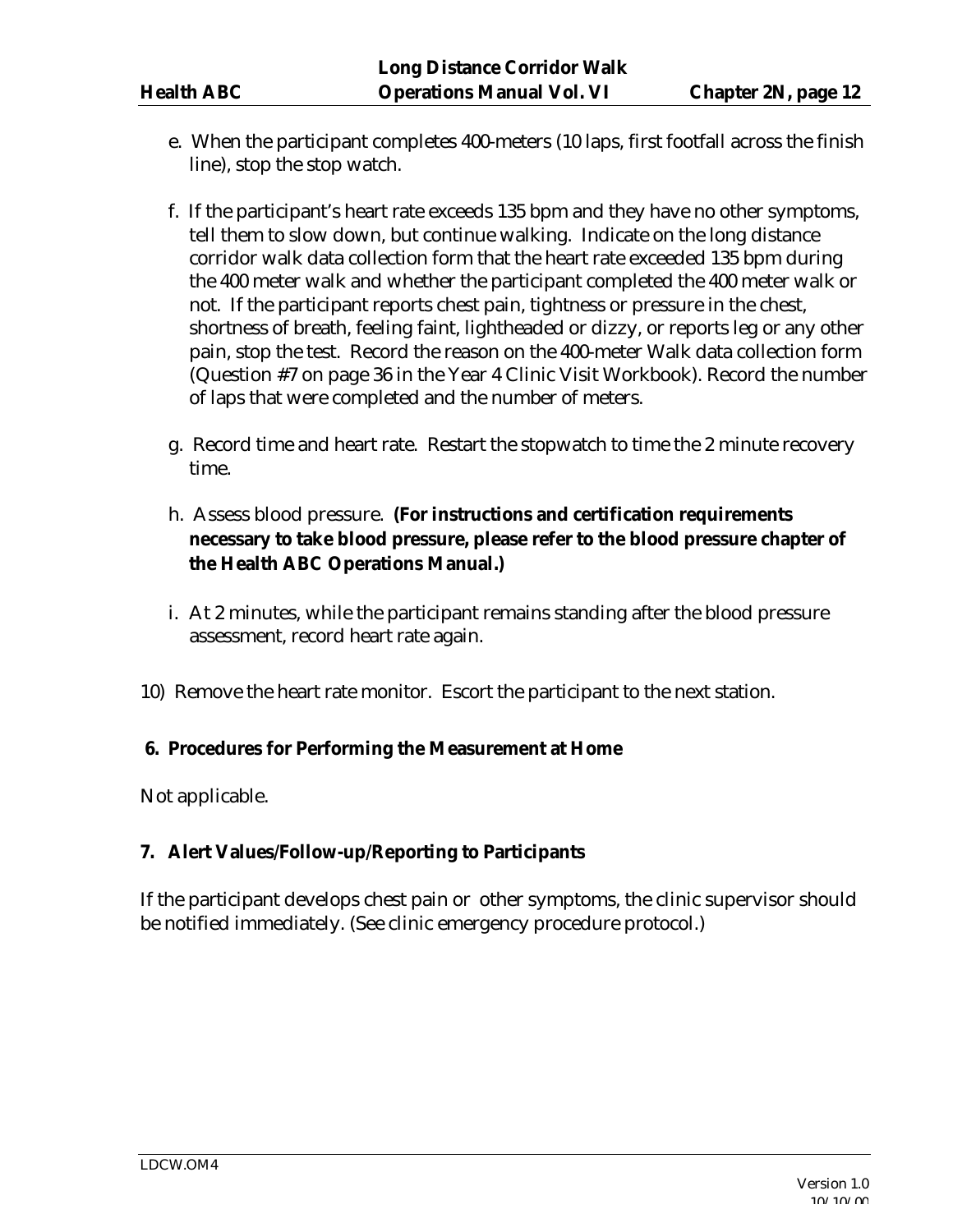e. When the participant completes 400-meters (10 laps, first footfall across the finish line), stop the stop watch.

f. If the participant's heart rate exceeds 135 bpm and they have no other symptoms, tell them to slow down, but continue walking. Indicate on the long distance corridor walk data collection form that the heart rate exceeded 135 bpm during the 400 meter walk and whether the participant completed the 400 meter walk or not. If the participant reports chest pain, tightness or pressure in the chest, shortness of breath, feeling faint, lightheaded or dizzy, or reports leg or any other pain, stop the test. Record the reason on the 400-meter Walk data collection form (Question #7 on page 36 in the Year 4 Clinic Visit Workbook). Record the number of laps that were completed and the number of meters.

g. Record time and heart rate. Restart the stopwatch to time the 2 minute recovery time.

h. Assess blood pressure. **(For instructions and certification requirements necessary to take blood pressure, please refer to the blood pressure chapter of the Health ABC Operations Manual.)**

i. At 2 minutes, while the participant remains standing after the blood pressure assessment, record heart rate again.

10) Remove the heart rate monitor. Escort the participant to the next station.

## 6. Procedures for Performing the Measurement at Home

Not applicable.

## 7. Alert Values/Follow-up/Reporting to Participants

If the participant develops chest pain or other symptoms, the clinic supervisor should be notified immediately. (See clinic emergency procedure protocol.)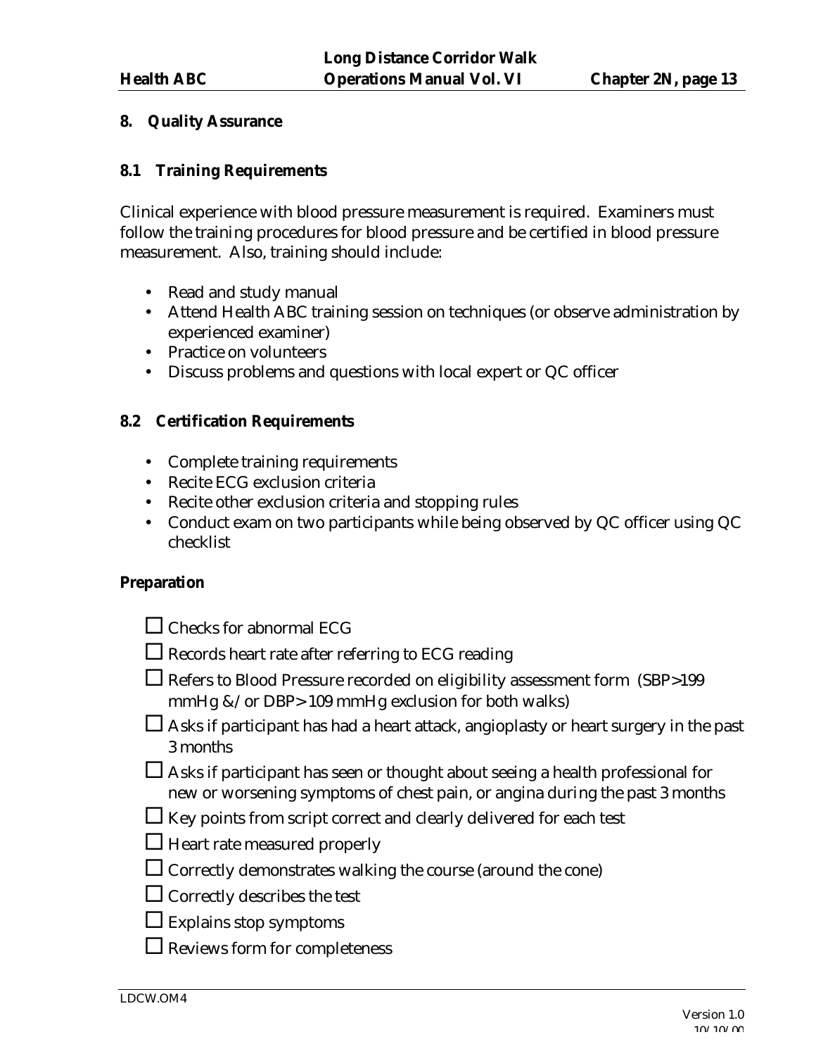## 8. Quality Assurance

### 8.1 Training Requirements

Clinical experience with blood pressure measurement is required. Examiners must follow the training procedures for blood pressure and be certified in blood pressure measurement. Also, training should include:

- Read and study manual
- Attend Health ABC training session on techniques (or observe administration by experienced examiner)
- Practice on volunteers
- Discuss problems and questions with local expert or QC officer

### 8.2 Certification Requirements

- Complete training requirements
- Recite ECG exclusion criteria
- Recite other exclusion criteria and stopping rules
- Conduct exam on two participants while being observed by QC officer using QC checklist

**Preparation**

- ☐ Checks for abnormal ECG
- ☐ Records heart rate after referring to ECG reading
- ☐ Refers to Blood Pressure recorded on eligibility assessment form (SBP>199 mmHg &/or DBP>109 mmHg exclusion for both walks)
- ☐ Asks if participant has had a heart attack, angioplasty or heart surgery in the past 3 months
- ☐ Asks if participant has seen or thought about seeing a health professional for new or worsening symptoms of chest pain, or angina during the past 3 months
- ☐ Key points from script correct and clearly delivered for each test
- ☐ Heart rate measured properly
- ☐ Correctly demonstrates walking the course (around the cone)
- ☐ Correctly describes the test
- ☐ Explains stop symptoms
- ☐ Reviews form for completeness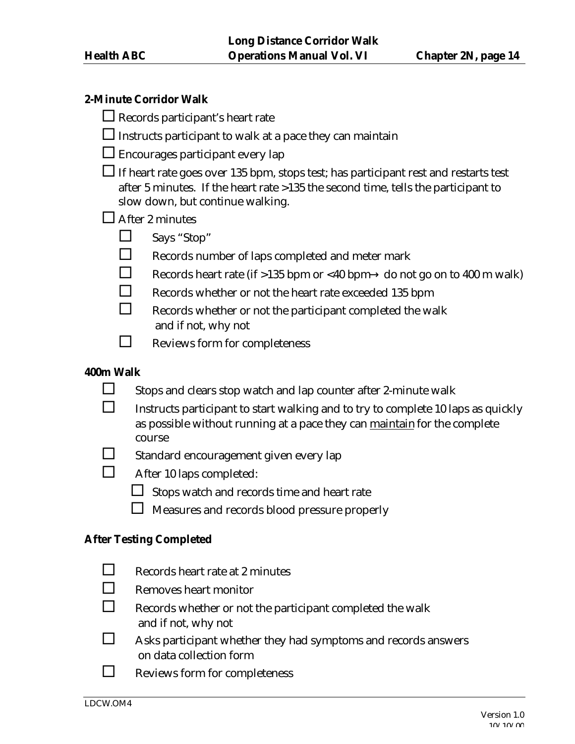## 2-Minute Corridor Walk

- ☐ Records participant's heart rate
- ☐ Instructs participant to walk at a pace they can maintain
- ☐ Encourages participant every lap
- ☐ If heart rate goes over 135 bpm, stops test; has participant rest and restarts test after 5 minutes. If the heart rate >135 the second time, tells the participant to slow down, but continue walking.
- ☐ After 2 minutes
  - ☐ Says "Stop"
  - ☐ Records number of laps completed and meter mark
  - ☐ Records heart rate (if >135 bpm or <40 bpm→ do not go on to 400 m walk)
  - ☐ Records whether or not the heart rate exceeded 135 bpm
  - ☐ Records whether or not the participant completed the walk and if not, why not
  - ☐ Reviews form for completeness

## 400m Walk

- ☐ Stops and clears stop watch and lap counter after 2-minute walk
- ☐ Instructs participant to start walking and to try to complete 10 laps as quickly as possible without running at a pace they can <u>maintain</u> for the complete course
- ☐ Standard encouragement given every lap
- ☐ After 10 laps completed:
  - ☐ Stops watch and records time and heart rate
  - ☐ Measures and records blood pressure properly

## After Testing Completed

- ☐ Records heart rate at 2 minutes
- ☐ Removes heart monitor
- ☐ Records whether or not the participant completed the walk and if not, why not
- ☐ Asks participant whether they had symptoms and records answers on data collection form
- ☐ Reviews form for completeness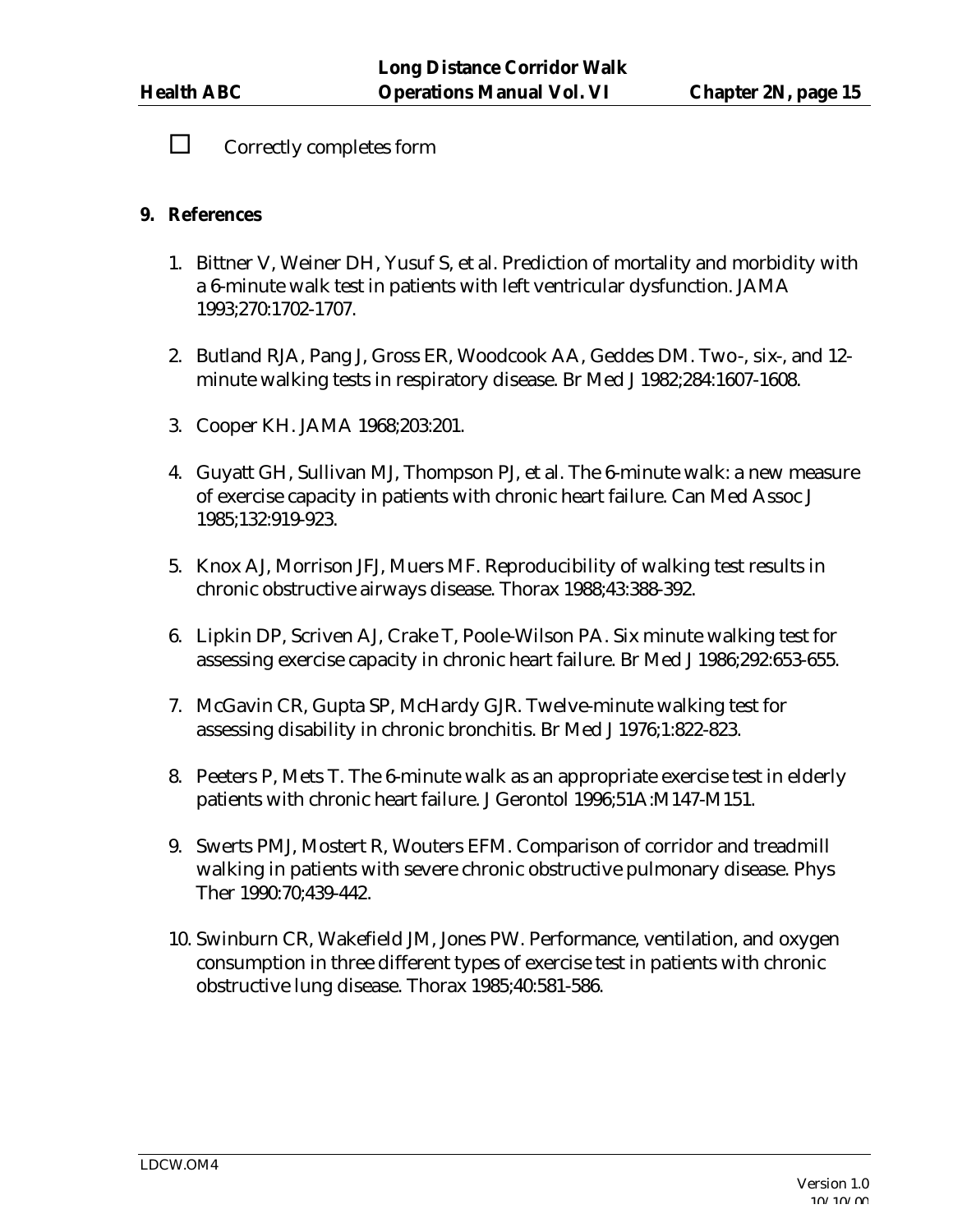☐ Correctly completes form

## 9. References

1. Bittner V, Weiner DH, Yusuf S, et al. Prediction of mortality and morbidity with a 6-minute walk test in patients with left ventricular dysfunction. JAMA 1993;270:1702-1707.

2. Butland RJA, Pang J, Gross ER, Woodcook AA, Geddes DM. Two-, six-, and 12-minute walking tests in respiratory disease. Br Med J 1982;284:1607-1608.

3. Cooper KH. JAMA 1968;203:201.

4. Guyatt GH, Sullivan MJ, Thompson PJ, et al. The 6-minute walk: a new measure of exercise capacity in patients with chronic heart failure. Can Med Assoc J 1985;132:919-923.

5. Knox AJ, Morrison JFJ, Muers MF. Reproducibility of walking test results in chronic obstructive airways disease. Thorax 1988;43:388-392.

6. Lipkin DP, Scriven AJ, Crake T, Poole-Wilson PA. Six minute walking test for assessing exercise capacity in chronic heart failure. Br Med J 1986;292:653-655.

7. McGavin CR, Gupta SP, McHardy GJR. Twelve-minute walking test for assessing disability in chronic bronchitis. Br Med J 1976;1:822-823.

8. Peeters P, Mets T. The 6-minute walk as an appropriate exercise test in elderly patients with chronic heart failure. J Gerontol 1996;51A:M147-M151.

9. Swerts PMJ, Mostert R, Wouters EFM. Comparison of corridor and treadmill walking in patients with severe chronic obstructive pulmonary disease. Phys Ther 1990:70;439-442.

10. Swinburn CR, Wakefield JM, Jones PW. Performance, ventilation, and oxygen consumption in three different types of exercise test in patients with chronic obstructive lung disease. Thorax 1985;40:581-586.